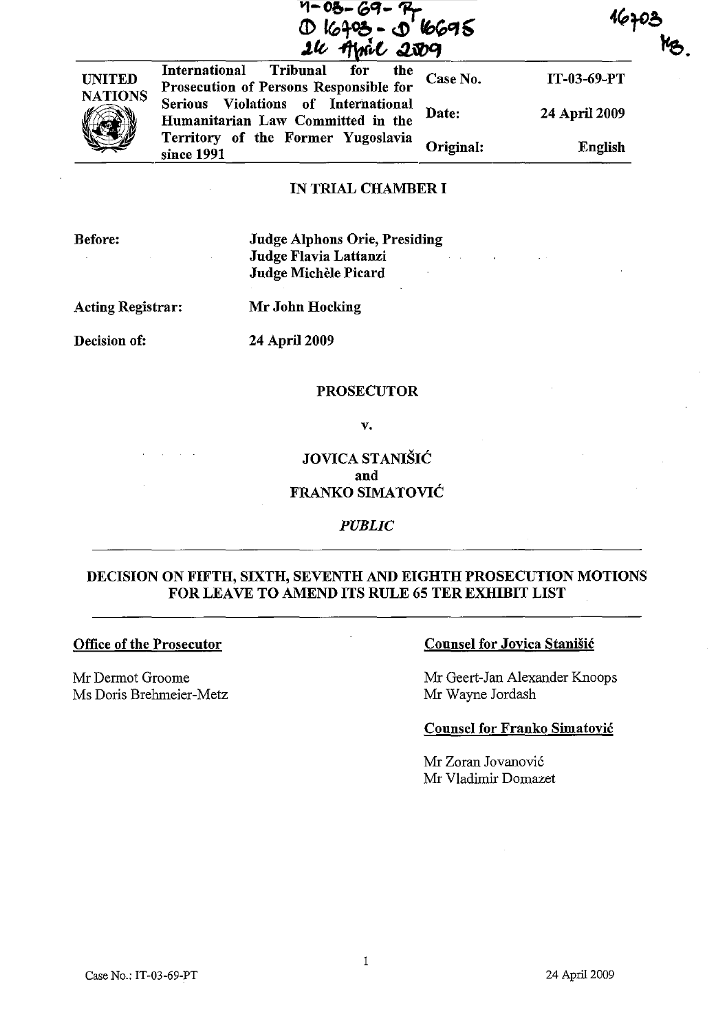IT-03-69-PT
D 16703 - D 16695
24 April 2009

16703
MB.

| UNITED NATIONS | International Tribunal for the Prosecution of Persons Responsible for Serious Violations of International Humanitarian Law Committed in the Territory of the Former Yugoslavia since 1991 | Case No. | IT-03-69-PT |
|---|---|---|---|
| | | Date: | 24 April 2009 |
| | | Original: | English |

**IN TRIAL CHAMBER I**

**Before:** **Judge Alphons Orie, Presiding**
**Judge Flavia Lattanzi**
**Judge Michèle Picard**

**Acting Registrar:** **Mr John Hocking**

**Decision of:** **24 April 2009**

**PROSECUTOR**

**v.**

**JOVICA STANIŠIĆ**
**and**
**FRANKO SIMATOVIĆ**

*PUBLIC*

---

**DECISION ON FIFTH, SIXTH, SEVENTH AND EIGHTH PROSECUTION MOTIONS FOR LEAVE TO AMEND ITS RULE 65 TER EXHIBIT LIST**

---

**Office of the Prosecutor**

Mr Dermot Groome
Ms Doris Brehmeier-Metz

**Counsel for Jovica Stanišić**

Mr Geert-Jan Alexander Knoops
Mr Wayne Jordash

**Counsel for Franko Simatović**

Mr Zoran Jovanović
Mr Vladimir Domazet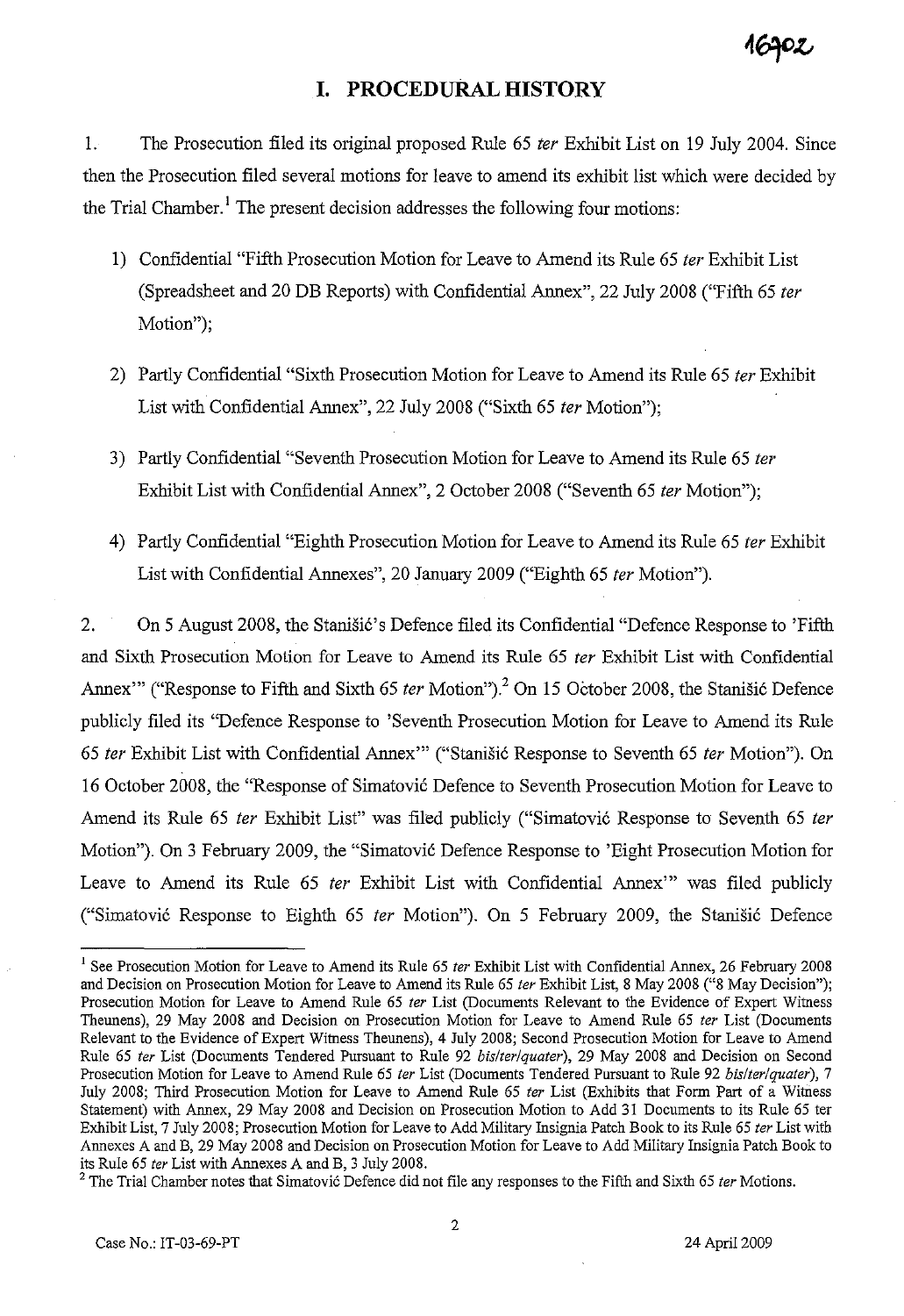# I. PROCEDURAL HISTORY

1. The Prosecution filed its original proposed Rule 65 *ter* Exhibit List on 19 July 2004. Since then the Prosecution filed several motions for leave to amend its exhibit list which were decided by the Trial Chamber.[1] The present decision addresses the following four motions:

1) Confidential "Fifth Prosecution Motion for Leave to Amend its Rule 65 *ter* Exhibit List (Spreadsheet and 20 DB Reports) with Confidential Annex", 22 July 2008 ("Fifth 65 *ter* Motion");

2) Partly Confidential "Sixth Prosecution Motion for Leave to Amend its Rule 65 *ter* Exhibit List with Confidential Annex", 22 July 2008 ("Sixth 65 *ter* Motion");

3) Partly Confidential "Seventh Prosecution Motion for Leave to Amend its Rule 65 *ter* Exhibit List with Confidential Annex", 2 October 2008 ("Seventh 65 *ter* Motion");

4) Partly Confidential "Eighth Prosecution Motion for Leave to Amend its Rule 65 *ter* Exhibit List with Confidential Annexes", 20 January 2009 ("Eighth 65 *ter* Motion").

2. On 5 August 2008, the Stanišić's Defence filed its Confidential "Defence Response to 'Fifth and Sixth Prosecution Motion for Leave to Amend its Rule 65 *ter* Exhibit List with Confidential Annex'" ("Response to Fifth and Sixth 65 *ter* Motion").[2] On 15 October 2008, the Stanišić Defence publicly filed its "Defence Response to 'Seventh Prosecution Motion for Leave to Amend its Rule 65 *ter* Exhibit List with Confidential Annex'" ("Stanišić Response to Seventh 65 *ter* Motion"). On 16 October 2008, the "Response of Simatović Defence to Seventh Prosecution Motion for Leave to Amend its Rule 65 *ter* Exhibit List" was filed publicly ("Simatović Response to Seventh 65 *ter* Motion"). On 3 February 2009, the "Simatović Defence Response to 'Eight Prosecution Motion for Leave to Amend its Rule 65 *ter* Exhibit List with Confidential Annex'" was filed publicly ("Simatović Response to Eighth 65 *ter* Motion"). On 5 February 2009, the Stanišić Defence

---

[1] See Prosecution Motion for Leave to Amend its Rule 65 *ter* Exhibit List with Confidential Annex, 26 February 2008 and Decision on Prosecution Motion for Leave to Amend its Rule 65 *ter* Exhibit List, 8 May 2008 ("8 May Decision"); Prosecution Motion for Leave to Amend Rule 65 *ter* List (Documents Relevant to the Evidence of Expert Witness Theunens), 29 May 2008 and Decision on Prosecution Motion for Leave to Amend Rule 65 *ter* List (Documents Relevant to the Evidence of Expert Witness Theunens), 4 July 2008; Second Prosecution Motion for Leave to Amend Rule 65 *ter* List (Documents Tendered Pursuant to Rule 92 *bis/ter/quater*), 29 May 2008 and Decision on Second Prosecution Motion for Leave to Amend Rule 65 *ter* List (Documents Tendered Pursuant to Rule 92 *bis/ter/quater*), 7 July 2008; Third Prosecution Motion for Leave to Amend Rule 65 *ter* List (Exhibits that Form Part of a Witness Statement) with Annex, 29 May 2008 and Decision on Prosecution Motion to Add 31 Documents to its Rule 65 ter Exhibit List, 7 July 2008; Prosecution Motion for Leave to Add Military Insignia Patch Book to its Rule 65 *ter* List with Annexes A and B, 29 May 2008 and Decision on Prosecution Motion for Leave to Add Military Insignia Patch Book to its Rule 65 *ter* List with Annexes A and B, 3 July 2008.

[2] The Trial Chamber notes that Simatović Defence did not file any responses to the Fifth and Sixth 65 *ter* Motions.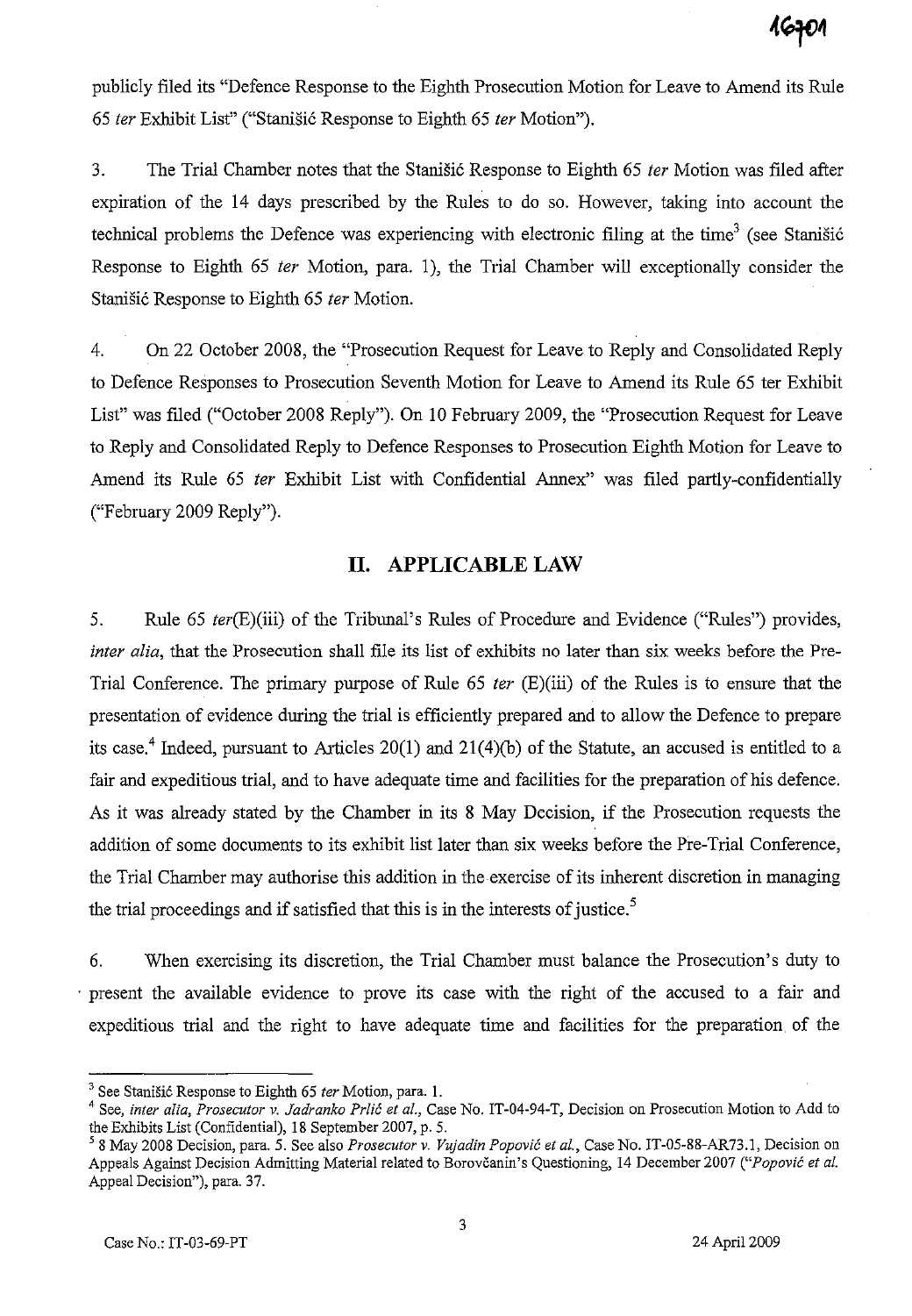publicly filed its "Defence Response to the Eighth Prosecution Motion for Leave to Amend its Rule 65 *ter* Exhibit List" ("Stanišić Response to Eighth 65 *ter* Motion").

3. The Trial Chamber notes that the Stanišić Response to Eighth 65 *ter* Motion was filed after expiration of the 14 days prescribed by the Rules to do so. However, taking into account the technical problems the Defence was experiencing with electronic filing at the time[3] (see Stanišić Response to Eighth 65 *ter* Motion, para. 1), the Trial Chamber will exceptionally consider the Stanišić Response to Eighth 65 *ter* Motion.

4. On 22 October 2008, the "Prosecution Request for Leave to Reply and Consolidated Reply to Defence Responses to Prosecution Seventh Motion for Leave to Amend its Rule 65 ter Exhibit List" was filed ("October 2008 Reply"). On 10 February 2009, the "Prosecution Request for Leave to Reply and Consolidated Reply to Defence Responses to Prosecution Eighth Motion for Leave to Amend its Rule 65 *ter* Exhibit List with Confidential Annex" was filed partly-confidentially ("February 2009 Reply").

## II. APPLICABLE LAW

5. Rule 65 *ter*(E)(iii) of the Tribunal's Rules of Procedure and Evidence ("Rules") provides, *inter alia*, that the Prosecution shall file its list of exhibits no later than six weeks before the Pre-Trial Conference. The primary purpose of Rule 65 *ter* (E)(iii) of the Rules is to ensure that the presentation of evidence during the trial is efficiently prepared and to allow the Defence to prepare its case.[4] Indeed, pursuant to Articles 20(1) and 21(4)(b) of the Statute, an accused is entitled to a fair and expeditious trial, and to have adequate time and facilities for the preparation of his defence. As it was already stated by the Chamber in its 8 May Decision, if the Prosecution requests the addition of some documents to its exhibit list later than six weeks before the Pre-Trial Conference, the Trial Chamber may authorise this addition in the exercise of its inherent discretion in managing the trial proceedings and if satisfied that this is in the interests of justice.[5]

6. When exercising its discretion, the Trial Chamber must balance the Prosecution's duty to present the available evidence to prove its case with the right of the accused to a fair and expeditious trial and the right to have adequate time and facilities for the preparation of the

---

[3] See Stanišić Response to Eighth 65 *ter* Motion, para. 1.

[4] See, *inter alia*, *Prosecutor v. Jadranko Prlić et al.*, Case No. IT-04-94-T, Decision on Prosecution Motion to Add to the Exhibits List (Confidential), 18 September 2007, p. 5.

[5] 8 May 2008 Decision, para. 5. See also *Prosecutor v. Vujadin Popović et al.*, Case No. IT-05-88-AR73.1, Decision on Appeals Against Decision Admitting Material related to Borovčanin's Questioning, 14 December 2007 ("*Popović et al.* Appeal Decision"), para. 37.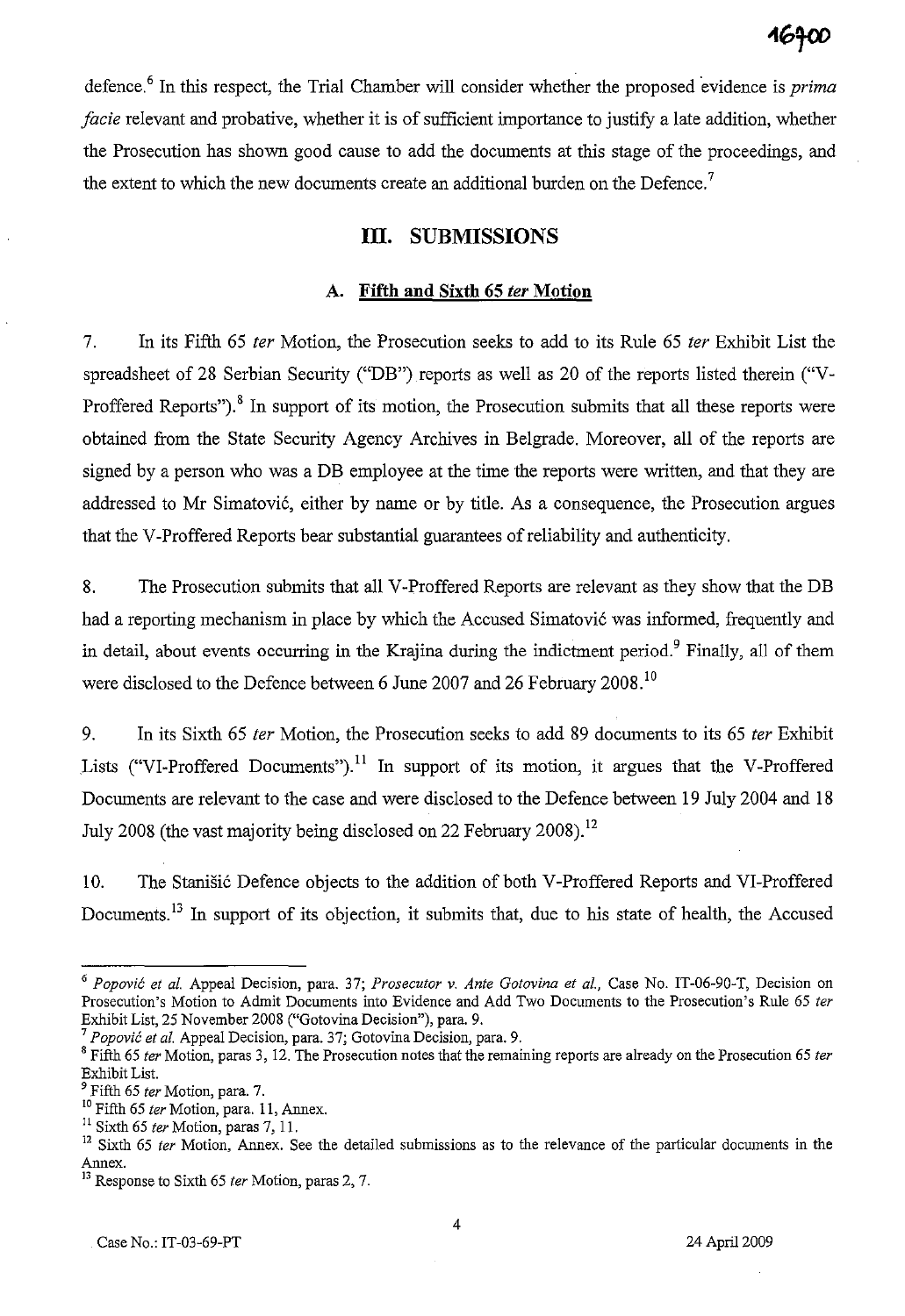defence.[6] In this respect, the Trial Chamber will consider whether the proposed evidence is *prima facie* relevant and probative, whether it is of sufficient importance to justify a late addition, whether the Prosecution has shown good cause to add the documents at this stage of the proceedings, and the extent to which the new documents create an additional burden on the Defence.[7]

## III. SUBMISSIONS

### A. Fifth and Sixth 65 *ter* Motion

7. In its Fifth 65 *ter* Motion, the Prosecution seeks to add to its Rule 65 *ter* Exhibit List the spreadsheet of 28 Serbian Security ("DB") reports as well as 20 of the reports listed therein ("V-Proffered Reports").[8] In support of its motion, the Prosecution submits that all these reports were obtained from the State Security Agency Archives in Belgrade. Moreover, all of the reports are signed by a person who was a DB employee at the time the reports were written, and that they are addressed to Mr Simatović, either by name or by title. As a consequence, the Prosecution argues that the V-Proffered Reports bear substantial guarantees of reliability and authenticity.

8. The Prosecution submits that all V-Proffered Reports are relevant as they show that the DB had a reporting mechanism in place by which the Accused Simatović was informed, frequently and in detail, about events occurring in the Krajina during the indictment period.[9] Finally, all of them were disclosed to the Defence between 6 June 2007 and 26 February 2008.[10]

9. In its Sixth 65 *ter* Motion, the Prosecution seeks to add 89 documents to its 65 *ter* Exhibit Lists ("VI-Proffered Documents").[11] In support of its motion, it argues that the V-Proffered Documents are relevant to the case and were disclosed to the Defence between 19 July 2004 and 18 July 2008 (the vast majority being disclosed on 22 February 2008).[12]

10. The Stanišić Defence objects to the addition of both V-Proffered Reports and VI-Proffered Documents.[13] In support of its objection, it submits that, due to his state of health, the Accused

---

[6] *Popović et al.* Appeal Decision, para. 37; *Prosecutor v. Ante Gotovina et al.*, Case No. IT-06-90-T, Decision on Prosecution's Motion to Admit Documents into Evidence and Add Two Documents to the Prosecution's Rule 65 *ter* Exhibit List, 25 November 2008 ("Gotovina Decision"), para. 9.

[7] *Popović et al.* Appeal Decision, para. 37; Gotovina Decision, para. 9.

[8] Fifth 65 *ter* Motion, paras 3, 12. The Prosecution notes that the remaining reports are already on the Prosecution 65 *ter* Exhibit List.

[9] Fifth 65 *ter* Motion, para. 7.

[10] Fifth 65 *ter* Motion, para. 11, Annex.

[11] Sixth 65 *ter* Motion, paras 7, 11.

[12] Sixth 65 *ter* Motion, Annex. See the detailed submissions as to the relevance of the particular documents in the Annex.

[13] Response to Sixth 65 *ter* Motion, paras 2, 7.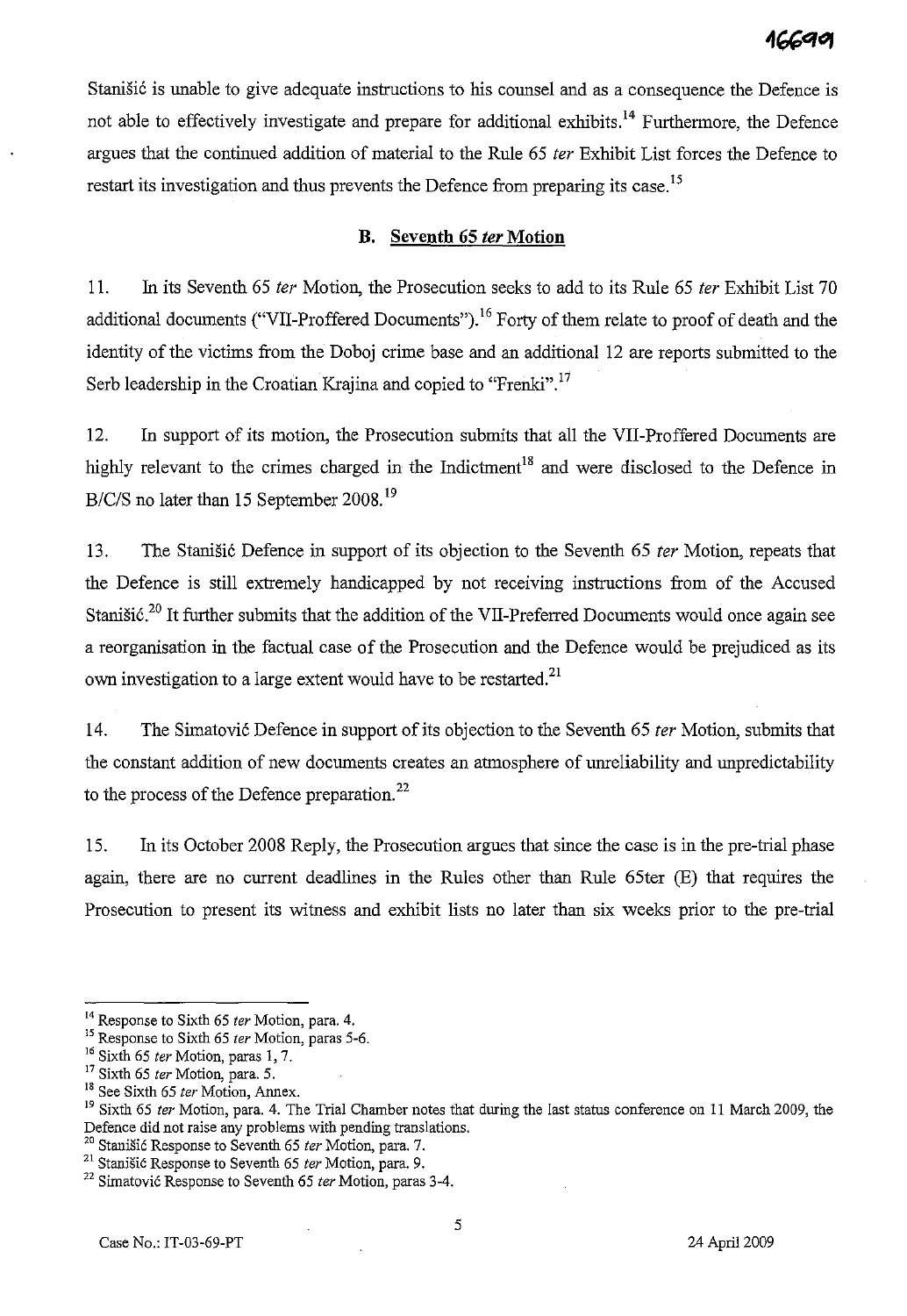Stanišić is unable to give adequate instructions to his counsel and as a consequence the Defence is not able to effectively investigate and prepare for additional exhibits.[14] Furthermore, the Defence argues that the continued addition of material to the Rule 65 *ter* Exhibit List forces the Defence to restart its investigation and thus prevents the Defence from preparing its case.[15]

### B. Seventh 65 *ter* Motion

11. In its Seventh 65 *ter* Motion, the Prosecution seeks to add to its Rule 65 *ter* Exhibit List 70 additional documents ("VII-Proffered Documents").[16] Forty of them relate to proof of death and the identity of the victims from the Doboj crime base and an additional 12 are reports submitted to the Serb leadership in the Croatian Krajina and copied to "Frenki".[17]

12. In support of its motion, the Prosecution submits that all the VII-Proffered Documents are highly relevant to the crimes charged in the Indictment[18] and were disclosed to the Defence in B/C/S no later than 15 September 2008.[19]

13. The Stanišić Defence in support of its objection to the Seventh 65 *ter* Motion, repeats that the Defence is still extremely handicapped by not receiving instructions from of the Accused Stanišić.[20] It further submits that the addition of the VII-Preferred Documents would once again see a reorganisation in the factual case of the Prosecution and the Defence would be prejudiced as its own investigation to a large extent would have to be restarted.[21]

14. The Simatović Defence in support of its objection to the Seventh 65 *ter* Motion, submits that the constant addition of new documents creates an atmosphere of unreliability and unpredictability to the process of the Defence preparation.[22]

15. In its October 2008 Reply, the Prosecution argues that since the case is in the pre-trial phase again, there are no current deadlines in the Rules other than Rule 65ter (E) that requires the Prosecution to present its witness and exhibit lists no later than six weeks prior to the pre-trial

---

[14] Response to Sixth 65 *ter* Motion, para. 4.

[15] Response to Sixth 65 *ter* Motion, paras 5-6.

[16] Sixth 65 *ter* Motion, paras 1, 7.

[17] Sixth 65 *ter* Motion, para. 5.

[18] See Sixth 65 *ter* Motion, Annex.

[19] Sixth 65 *ter* Motion, para. 4. The Trial Chamber notes that during the last status conference on 11 March 2009, the Defence did not raise any problems with pending translations.

[20] Stanišić Response to Seventh 65 *ter* Motion, para. 7.

[21] Stanišić Response to Seventh 65 *ter* Motion, para. 9.

[22] Simatović Response to Seventh 65 *ter* Motion, paras 3-4.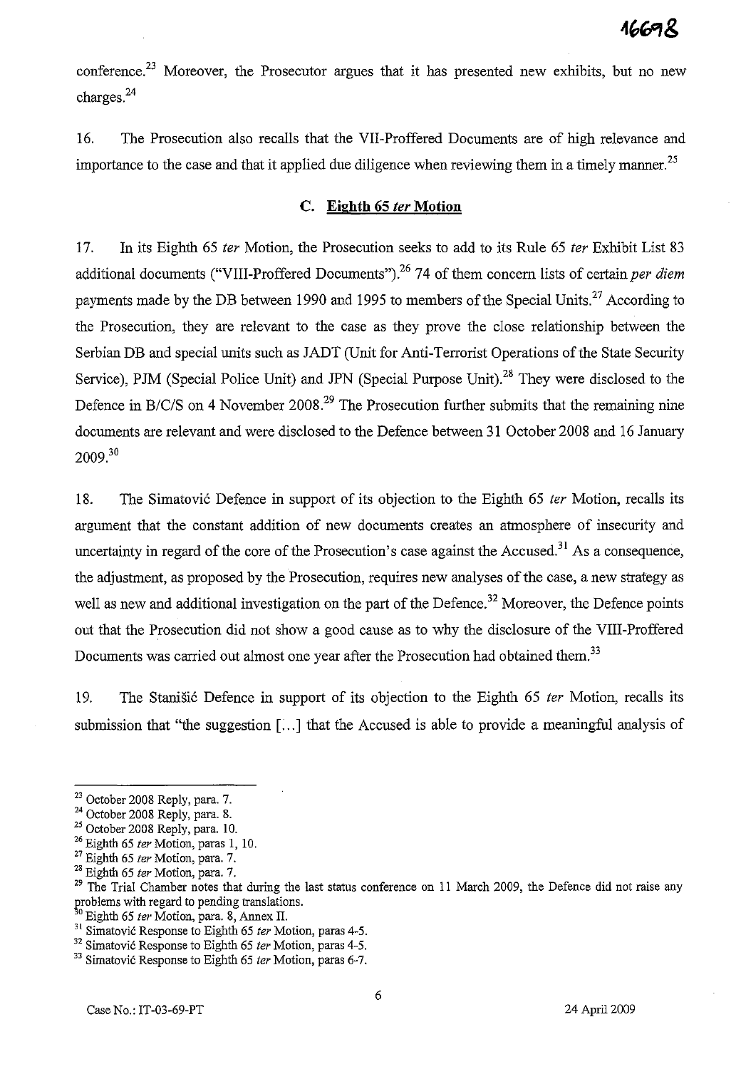conference.[23] Moreover, the Prosecutor argues that it has presented new exhibits, but no new charges.[24]

16. The Prosecution also recalls that the VII-Proffered Documents are of high relevance and importance to the case and that it applied due diligence when reviewing them in a timely manner.[25]

### C. Eighth 65 *ter* Motion

17. In its Eighth 65 *ter* Motion, the Prosecution seeks to add to its Rule 65 *ter* Exhibit List 83 additional documents ("VIII-Proffered Documents").[26] 74 of them concern lists of certain *per diem* payments made by the DB between 1990 and 1995 to members of the Special Units.[27] According to the Prosecution, they are relevant to the case as they prove the close relationship between the Serbian DB and special units such as JADT (Unit for Anti-Terrorist Operations of the State Security Service), PJM (Special Police Unit) and JPN (Special Purpose Unit).[28] They were disclosed to the Defence in B/C/S on 4 November 2008.[29] The Prosecution further submits that the remaining nine documents are relevant and were disclosed to the Defence between 31 October 2008 and 16 January 2009.[30]

18. The Simatović Defence in support of its objection to the Eighth 65 *ter* Motion, recalls its argument that the constant addition of new documents creates an atmosphere of insecurity and uncertainty in regard of the core of the Prosecution's case against the Accused.[31] As a consequence, the adjustment, as proposed by the Prosecution, requires new analyses of the case, a new strategy as well as new and additional investigation on the part of the Defence.[32] Moreover, the Defence points out that the Prosecution did not show a good cause as to why the disclosure of the VIII-Proffered Documents was carried out almost one year after the Prosecution had obtained them.[33]

19. The Stanišić Defence in support of its objection to the Eighth 65 *ter* Motion, recalls its submission that "the suggestion [...] that the Accused is able to provide a meaningful analysis of

---

[23] October 2008 Reply, para. 7.

[24] October 2008 Reply, para. 8.

[25] October 2008 Reply, para. 10.

[26] Eighth 65 *ter* Motion, paras 1, 10.

[27] Eighth 65 *ter* Motion, para. 7.

[28] Eighth 65 *ter* Motion, para. 7.

[29] The Trial Chamber notes that during the last status conference on 11 March 2009, the Defence did not raise any problems with regard to pending translations.

[30] Eighth 65 *ter* Motion, para. 8, Annex II.

[31] Simatović Response to Eighth 65 *ter* Motion, paras 4-5.

[32] Simatović Response to Eighth 65 *ter* Motion, paras 4-5.

[33] Simatović Response to Eighth 65 *ter* Motion, paras 6-7.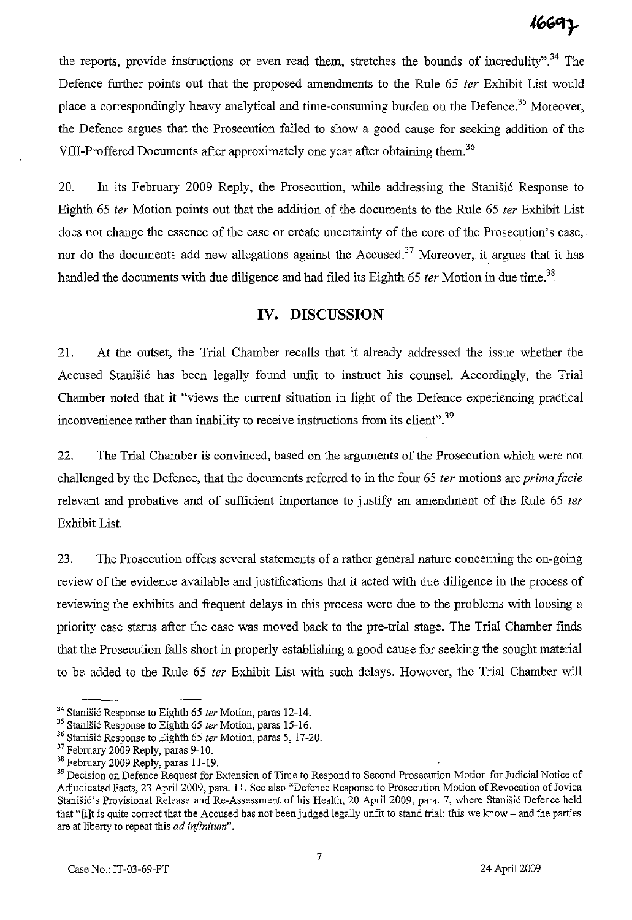the reports, provide instructions or even read them, stretches the bounds of incredulity".[34] The Defence further points out that the proposed amendments to the Rule 65 *ter* Exhibit List would place a correspondingly heavy analytical and time-consuming burden on the Defence.[35] Moreover, the Defence argues that the Prosecution failed to show a good cause for seeking addition of the VIII-Proffered Documents after approximately one year after obtaining them.[36]

20. In its February 2009 Reply, the Prosecution, while addressing the Stanišić Response to Eighth 65 *ter* Motion points out that the addition of the documents to the Rule 65 *ter* Exhibit List does not change the essence of the case or create uncertainty of the core of the Prosecution's case, nor do the documents add new allegations against the Accused.[37] Moreover, it argues that it has handled the documents with due diligence and had filed its Eighth 65 *ter* Motion in due time.[38]

## IV. DISCUSSION

21. At the outset, the Trial Chamber recalls that it already addressed the issue whether the Accused Stanišić has been legally found unfit to instruct his counsel. Accordingly, the Trial Chamber noted that it "views the current situation in light of the Defence experiencing practical inconvenience rather than inability to receive instructions from its client".[39]

22. The Trial Chamber is convinced, based on the arguments of the Prosecution which were not challenged by the Defence, that the documents referred to in the four 65 *ter* motions are *prima facie* relevant and probative and of sufficient importance to justify an amendment of the Rule 65 *ter* Exhibit List.

23. The Prosecution offers several statements of a rather general nature concerning the on-going review of the evidence available and justifications that it acted with due diligence in the process of reviewing the exhibits and frequent delays in this process were due to the problems with loosing a priority case status after the case was moved back to the pre-trial stage. The Trial Chamber finds that the Prosecution falls short in properly establishing a good cause for seeking the sought material to be added to the Rule 65 *ter* Exhibit List with such delays. However, the Trial Chamber will

---

[34] Stanišić Response to Eighth 65 *ter* Motion, paras 12-14.

[35] Stanišić Response to Eighth 65 *ter* Motion, paras 15-16.

[36] Stanišić Response to Eighth 65 *ter* Motion, paras 5, 17-20.

[37] February 2009 Reply, paras 9-10.

[38] February 2009 Reply, paras 11-19.

[39] Decision on Defence Request for Extension of Time to Respond to Second Prosecution Motion for Judicial Notice of Adjudicated Facts, 23 April 2009, para. 11. See also "Defence Response to Prosecution Motion of Revocation of Jovica Stanišić's Provisional Release and Re-Assessment of his Health, 20 April 2009, para. 7, where Stanišić Defence held that "[i]t is quite correct that the Accused has not been judged legally unfit to stand trial: this we know – and the parties are at liberty to repeat this *ad infinitum*".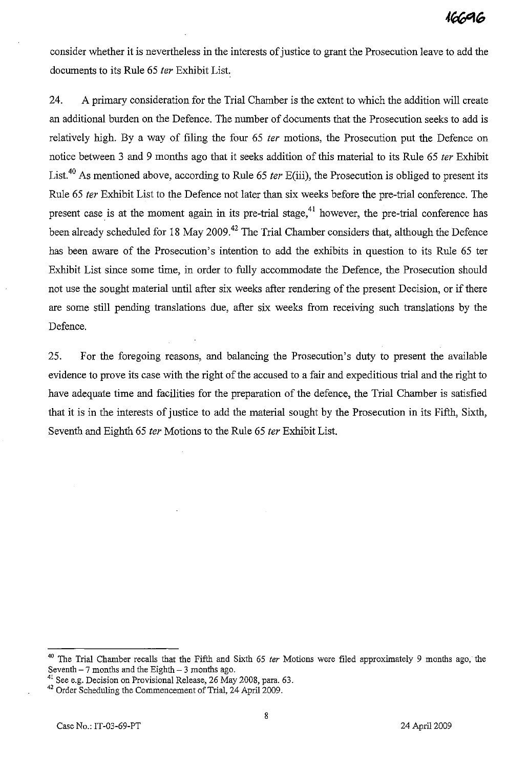consider whether it is nevertheless in the interests of justice to grant the Prosecution leave to add the documents to its Rule 65 *ter* Exhibit List.

24. A primary consideration for the Trial Chamber is the extent to which the addition will create an additional burden on the Defence. The number of documents that the Prosecution seeks to add is relatively high. By a way of filing the four 65 *ter* motions, the Prosecution put the Defence on notice between 3 and 9 months ago that it seeks addition of this material to its Rule 65 *ter* Exhibit List.[40] As mentioned above, according to Rule 65 *ter* E(iii), the Prosecution is obliged to present its Rule 65 *ter* Exhibit List to the Defence not later than six weeks before the pre-trial conference. The present case is at the moment again in its pre-trial stage,[41] however, the pre-trial conference has been already scheduled for 18 May 2009.[42] The Trial Chamber considers that, although the Defence has been aware of the Prosecution's intention to add the exhibits in question to its Rule 65 ter Exhibit List since some time, in order to fully accommodate the Defence, the Prosecution should not use the sought material until after six weeks after rendering of the present Decision, or if there are some still pending translations due, after six weeks from receiving such translations by the Defence.

25. For the foregoing reasons, and balancing the Prosecution's duty to present the available evidence to prove its case with the right of the accused to a fair and expeditious trial and the right to have adequate time and facilities for the preparation of the defence, the Trial Chamber is satisfied that it is in the interests of justice to add the material sought by the Prosecution in its Fifth, Sixth, Seventh and Eighth 65 *ter* Motions to the Rule 65 *ter* Exhibit List.

---

[40] The Trial Chamber recalls that the Fifth and Sixth 65 *ter* Motions were filed approximately 9 months ago, the Seventh – 7 months and the Eighth – 3 months ago.

[41] See e.g. Decision on Provisional Release, 26 May 2008, para. 63.

[42] Order Scheduling the Commencement of Trial, 24 April 2009.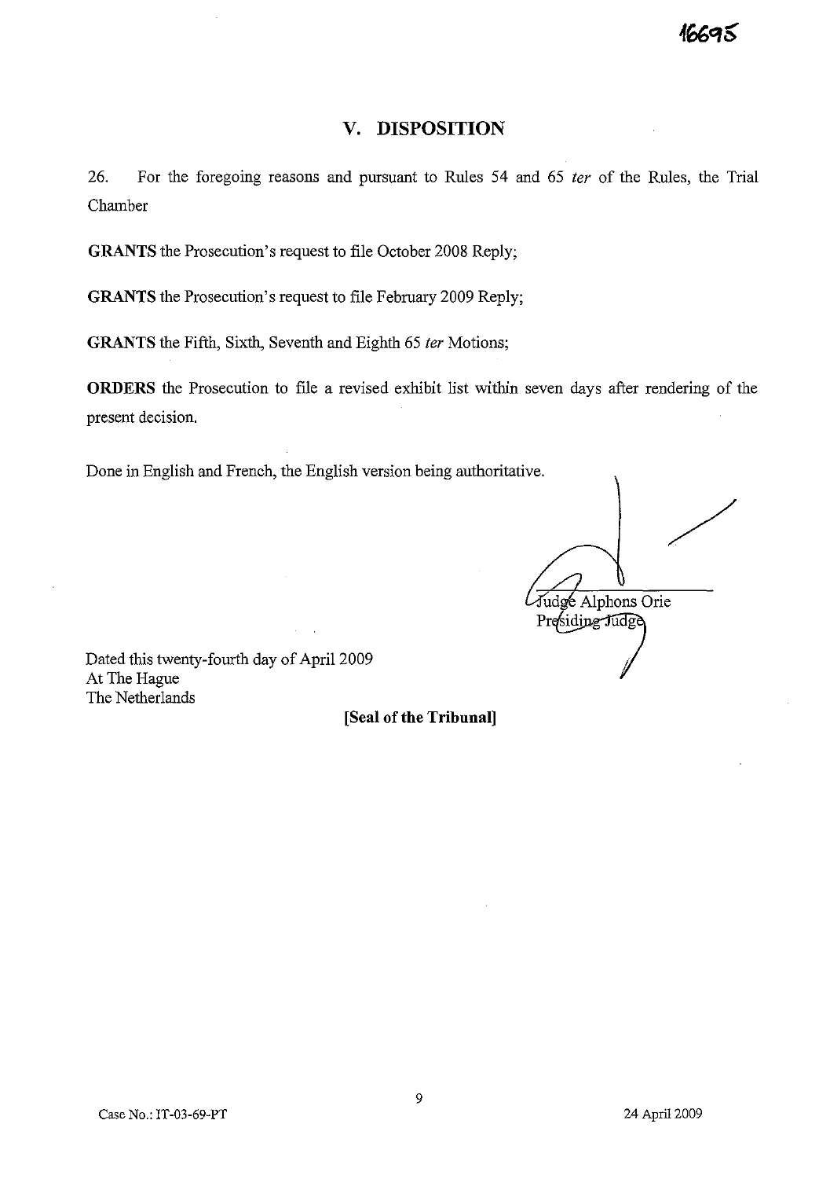## V. DISPOSITION

26. For the foregoing reasons and pursuant to Rules 54 and 65 *ter* of the Rules, the Trial Chamber

**GRANTS** the Prosecution's request to file October 2008 Reply;

**GRANTS** the Prosecution's request to file February 2009 Reply;

**GRANTS** the Fifth, Sixth, Seventh and Eighth 65 *ter* Motions;

**ORDERS** the Prosecution to file a revised exhibit list within seven days after rendering of the present decision.

Done in English and French, the English version being authoritative.

Judge Alphons Orie
Presiding Judge

Dated this twenty-fourth day of April 2009
At The Hague
The Netherlands

**[Seal of the Tribunal]**